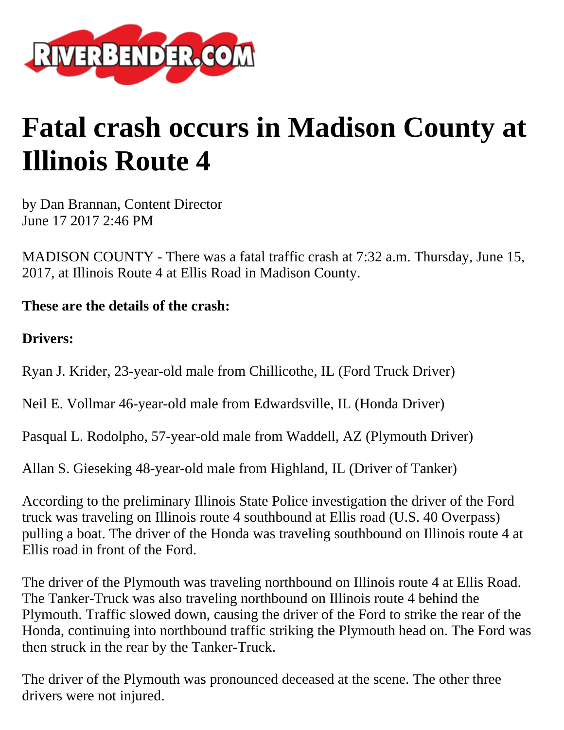# Fatal crash occurs in Madison County at Illinois Route 4

by Dan Brannan, Content Director
June 17 2017 2:46 PM

MADISON COUNTY - There was a fatal traffic crash at 7:32 a.m. Thursday, June 15, 2017, at Illinois Route 4 at Ellis Road in Madison County.

**These are the details of the crash:**

**Drivers:**

Ryan J. Krider, 23-year-old male from Chillicothe, IL (Ford Truck Driver)

Neil E. Vollmar 46-year-old male from Edwardsville, IL (Honda Driver)

Pasqual L. Rodolpho, 57-year-old male from Waddell, AZ (Plymouth Driver)

Allan S. Gieseking 48-year-old male from Highland, IL (Driver of Tanker)

According to the preliminary Illinois State Police investigation the driver of the Ford truck was traveling on Illinois route 4 southbound at Ellis road (U.S. 40 Overpass) pulling a boat. The driver of the Honda was traveling southbound on Illinois route 4 at Ellis road in front of the Ford.

The driver of the Plymouth was traveling northbound on Illinois route 4 at Ellis Road. The Tanker-Truck was also traveling northbound on Illinois route 4 behind the Plymouth. Traffic slowed down, causing the driver of the Ford to strike the rear of the Honda, continuing into northbound traffic striking the Plymouth head on. The Ford was then struck in the rear by the Tanker-Truck.

The driver of the Plymouth was pronounced deceased at the scene. The other three drivers were not injured.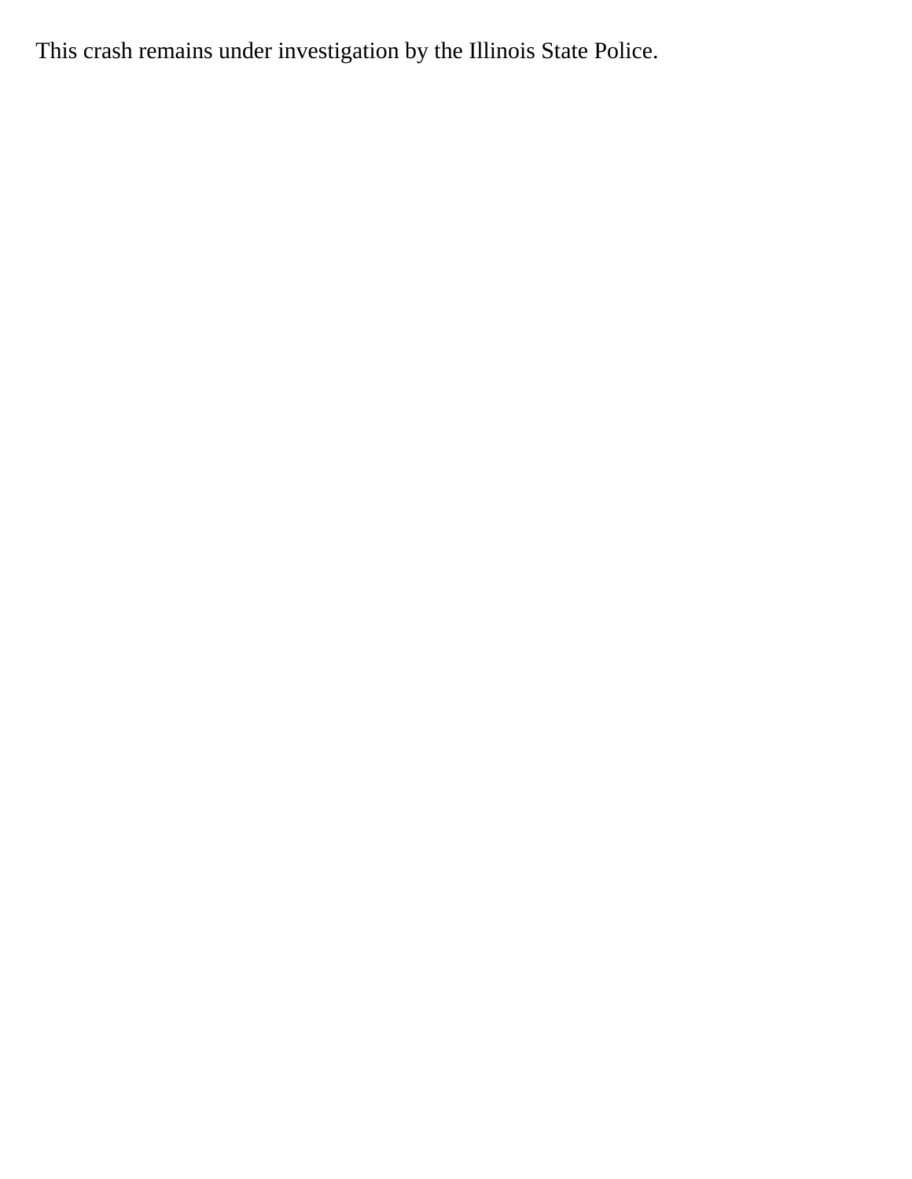This crash remains under investigation by the Illinois State Police.